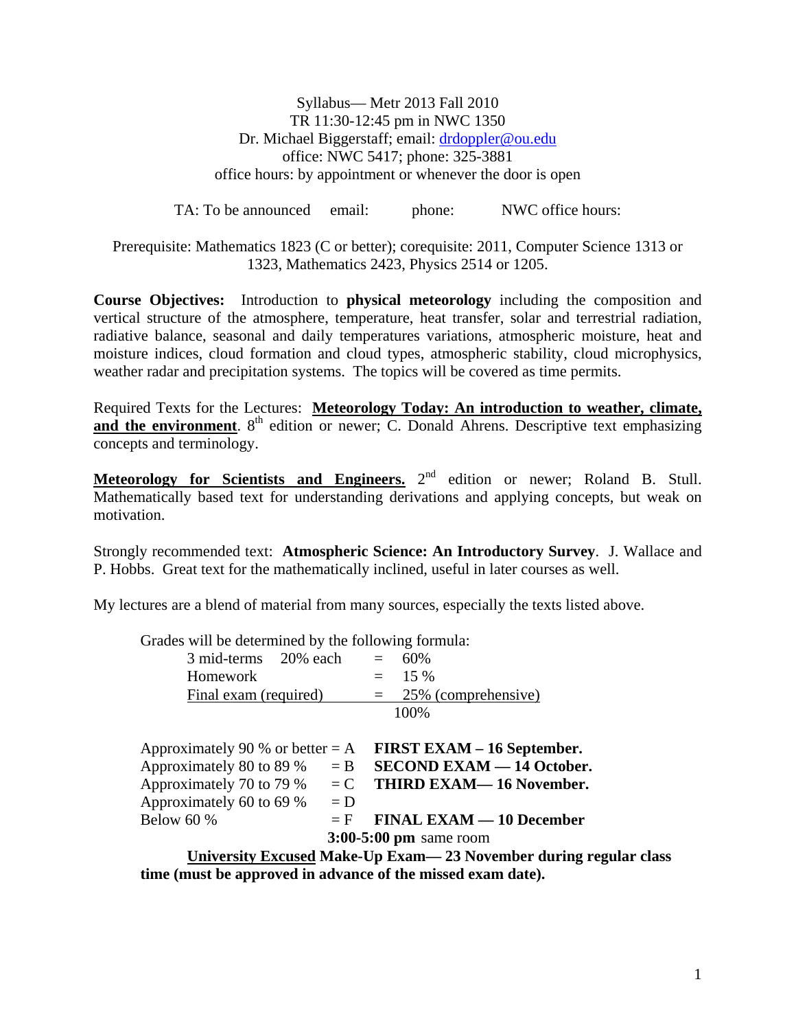Syllabus— Metr 2013 Fall 2010
TR 11:30-12:45 pm in NWC 1350
Dr. Michael Biggerstaff; email: drdoppler@ou.edu
office: NWC 5417; phone: 325-3881
office hours: by appointment or whenever the door is open

TA: To be announced email: phone: NWC office hours:

Prerequisite: Mathematics 1823 (C or better); corequisite: 2011, Computer Science 1313 or 1323, Mathematics 2423, Physics 2514 or 1205.

**Course Objectives:** Introduction to **physical meteorology** including the composition and vertical structure of the atmosphere, temperature, heat transfer, solar and terrestrial radiation, radiative balance, seasonal and daily temperatures variations, atmospheric moisture, heat and moisture indices, cloud formation and cloud types, atmospheric stability, cloud microphysics, weather radar and precipitation systems. The topics will be covered as time permits.

Required Texts for the Lectures: **Meteorology Today: An introduction to weather, climate, and the environment**. 8th edition or newer; C. Donald Ahrens. Descriptive text emphasizing concepts and terminology.

**Meteorology for Scientists and Engineers.** 2nd edition or newer; Roland B. Stull. Mathematically based text for understanding derivations and applying concepts, but weak on motivation.

Strongly recommended text: **Atmospheric Science: An Introductory Survey**. J. Wallace and P. Hobbs. Great text for the mathematically inclined, useful in later courses as well.

My lectures are a blend of material from many sources, especially the texts listed above.

Grades will be determined by the following formula:

| | | |
|---|---|---|
| 3 mid-terms 20% each | = | 60% |
| Homework | = | 15 % |
| Final exam (required) | = | 25% (comprehensive) |
| | | 100% |

| | | |
|---|---|---|
| Approximately 90 % or better | = A | **FIRST EXAM – 16 September.** |
| Approximately 80 to 89 % | = B | **SECOND EXAM — 14 October.** |
| Approximately 70 to 79 % | = C | **THIRD EXAM— 16 November.** |
| Approximately 60 to 69 % | = D | |
| Below 60 % | = F | **FINAL EXAM — 10 December** |

**3:00-5:00 pm** same room

**University Excused Make-Up Exam— 23 November during regular class time (must be approved in advance of the missed exam date).**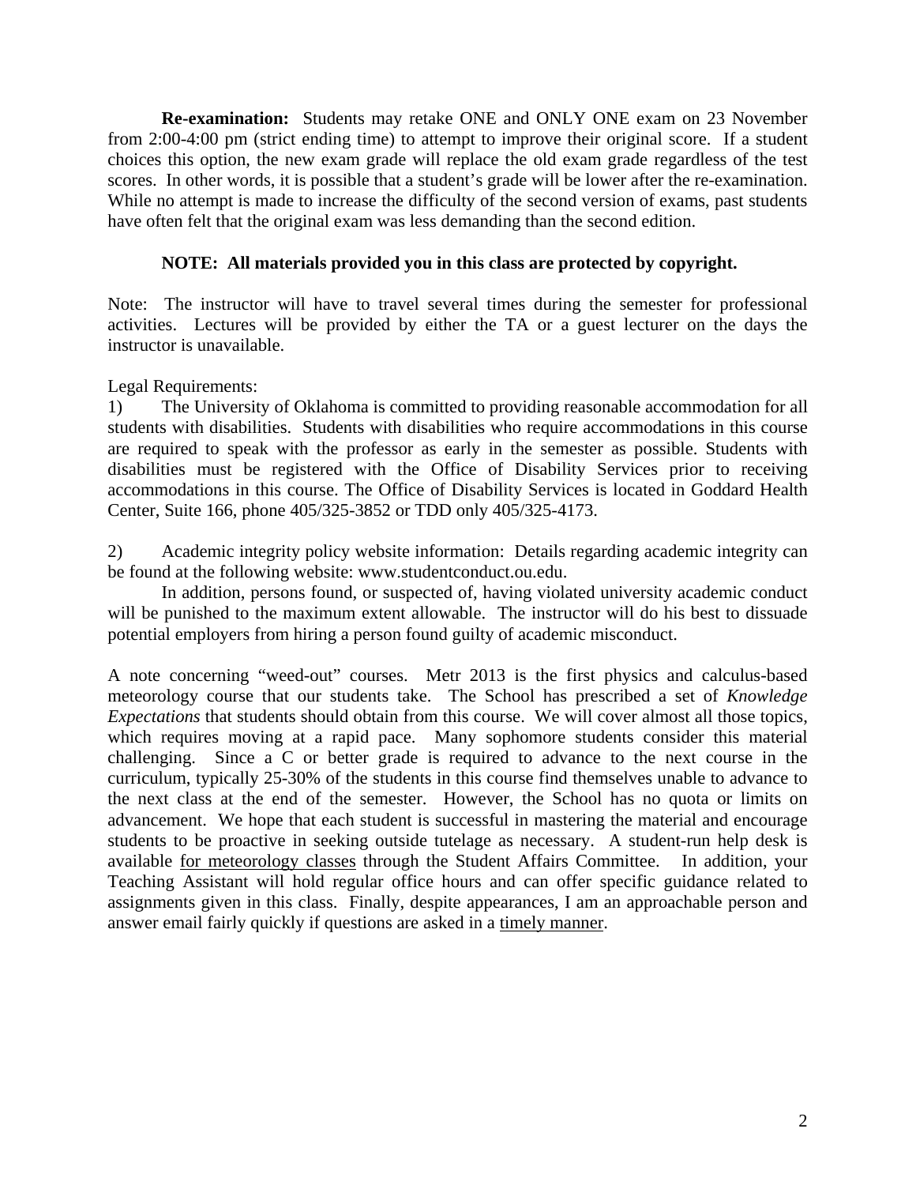**Re-examination:** Students may retake ONE and ONLY ONE exam on 23 November from 2:00-4:00 pm (strict ending time) to attempt to improve their original score. If a student choices this option, the new exam grade will replace the old exam grade regardless of the test scores. In other words, it is possible that a student's grade will be lower after the re-examination. While no attempt is made to increase the difficulty of the second version of exams, past students have often felt that the original exam was less demanding than the second edition.

**NOTE: All materials provided you in this class are protected by copyright.**

Note: The instructor will have to travel several times during the semester for professional activities. Lectures will be provided by either the TA or a guest lecturer on the days the instructor is unavailable.

Legal Requirements:

1) The University of Oklahoma is committed to providing reasonable accommodation for all students with disabilities. Students with disabilities who require accommodations in this course are required to speak with the professor as early in the semester as possible. Students with disabilities must be registered with the Office of Disability Services prior to receiving accommodations in this course. The Office of Disability Services is located in Goddard Health Center, Suite 166, phone 405/325-3852 or TDD only 405/325-4173.

2) Academic integrity policy website information: Details regarding academic integrity can be found at the following website: www.studentconduct.ou.edu.

In addition, persons found, or suspected of, having violated university academic conduct will be punished to the maximum extent allowable. The instructor will do his best to dissuade potential employers from hiring a person found guilty of academic misconduct.

A note concerning "weed-out" courses. Metr 2013 is the first physics and calculus-based meteorology course that our students take. The School has prescribed a set of *Knowledge Expectations* that students should obtain from this course. We will cover almost all those topics, which requires moving at a rapid pace. Many sophomore students consider this material challenging. Since a C or better grade is required to advance to the next course in the curriculum, typically 25-30% of the students in this course find themselves unable to advance to the next class at the end of the semester. However, the School has no quota or limits on advancement. We hope that each student is successful in mastering the material and encourage students to be proactive in seeking outside tutelage as necessary. A student-run help desk is available <u>for meteorology classes</u> through the Student Affairs Committee. In addition, your Teaching Assistant will hold regular office hours and can offer specific guidance related to assignments given in this class. Finally, despite appearances, I am an approachable person and answer email fairly quickly if questions are asked in a <u>timely manner</u>.